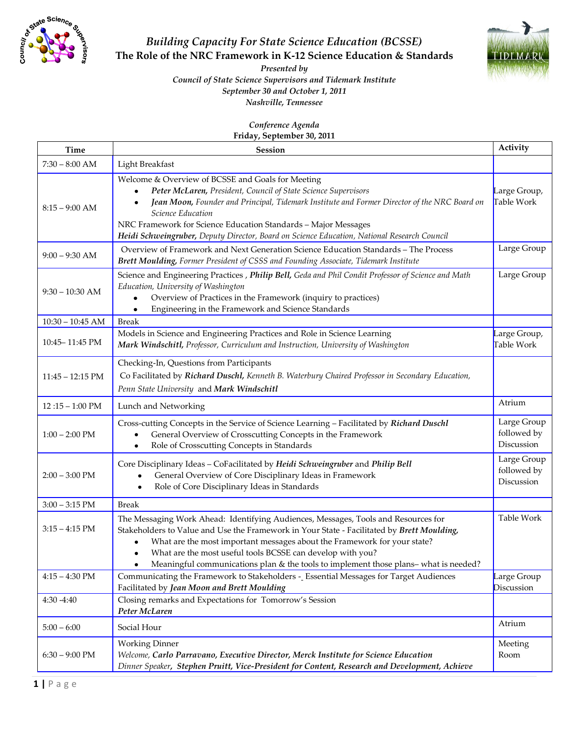# *Building Capacity For State Science Education (BCSSE)*

## The Role of the NRC Framework in K-12 Science Education & Standards

***Presented by***

***Council of State Science Supervisors and Tidemark Institute***

***September 30 and October 1, 2011***

***Nashville, Tennessee***

*Conference Agenda*

**Friday, September 30, 2011**

| Time | Session | Activity |
|---|---|---|
| 7:30 – 8:00 AM | Light Breakfast | |
| 8:15 – 9:00 AM | Welcome & Overview of BCSSE and Goals for Meeting<br>• ***Peter McLaren,*** *President, Council of State Science Supervisors*<br>• ***Jean Moon,*** *Founder and Principal, Tidemark Institute and Former Director of the NRC Board on Science Education*<br>NRC Framework for Science Education Standards – Major Messages<br>***Heidi Schweingruber,*** *Deputy Director, Board on Science Education, National Research Council* | Large Group, Table Work |
| 9:00 – 9:30 AM | Overview of Framework and Next Generation Science Education Standards – The Process<br>***Brett Moulding,*** *Former President of CSSS and Founding Associate, Tidemark Institute* | Large Group |
| 9:30 – 10:30 AM | Science and Engineering Practices , ***Philip Bell,*** *Geda and Phil Condit Professor of Science and Math Education, University of Washington*<br>• Overview of Practices in the Framework (inquiry to practices)<br>• Engineering in the Framework and Science Standards | Large Group |
| 10:30 – 10:45 AM | Break | |
| 10:45– 11:45 PM | Models in Science and Engineering Practices and Role in Science Learning<br>***Mark Windschitl,*** *Professor, Curriculum and Instruction, University of Washington* | Large Group, Table Work |
| 11:45 – 12:15 PM | Checking-In, Questions from Participants<br>Co Facilitated by ***Richard Duschl,*** *Kenneth B. Waterbury Chaired Professor in Secondary Education, Penn State University* and ***Mark Windschitl*** | |
| 12 :15 – 1:00 PM | Lunch and Networking | Atrium |
| 1:00 – 2:00 PM | Cross-cutting Concepts in the Service of Science Learning – Facilitated by ***Richard Duschl***<br>• General Overview of Crosscutting Concepts in the Framework<br>• Role of Crosscutting Concepts in Standards | Large Group followed by Discussion |
| 2:00 – 3:00 PM | Core Disciplinary Ideas – CoFacilitated by ***Heidi Schweingruber*** and ***Philip Bell***<br>• General Overview of Core Disciplinary Ideas in Framework<br>• Role of Core Disciplinary Ideas in Standards | Large Group followed by Discussion |
| 3:00 – 3:15 PM | Break | |
| 3:15 – 4:15 PM | The Messaging Work Ahead: Identifying Audiences, Messages, Tools and Resources for Stakeholders to Value and Use the Framework in Your State - Facilitated by ***Brett Moulding,***<br>• What are the most important messages about the Framework for your state?<br>• What are the most useful tools BCSSE can develop with you?<br>• Meaningful communications plan & the tools to implement those plans– what is needed? | Table Work |
| 4:15 – 4:30 PM | Communicating the Framework to Stakeholders - Essential Messages for Target Audiences<br>Facilitated by ***Jean Moon and Brett Moulding*** | Large Group Discussion |
| 4:30 -4:40 | Closing remarks and Expectations for Tomorrow's Session<br>***Peter McLaren*** | |
| 5:00 – 6:00 | Social Hour | Atrium |
| 6:30 – 9:00 PM | Working Dinner<br>*Welcome,* ***Carlo Parravano, Executive Director, Merck Institute for Science Education***<br>*Dinner Speaker,* ***Stephen Pruitt, Vice-President for Content, Research and Development, Achieve*** | Meeting Room |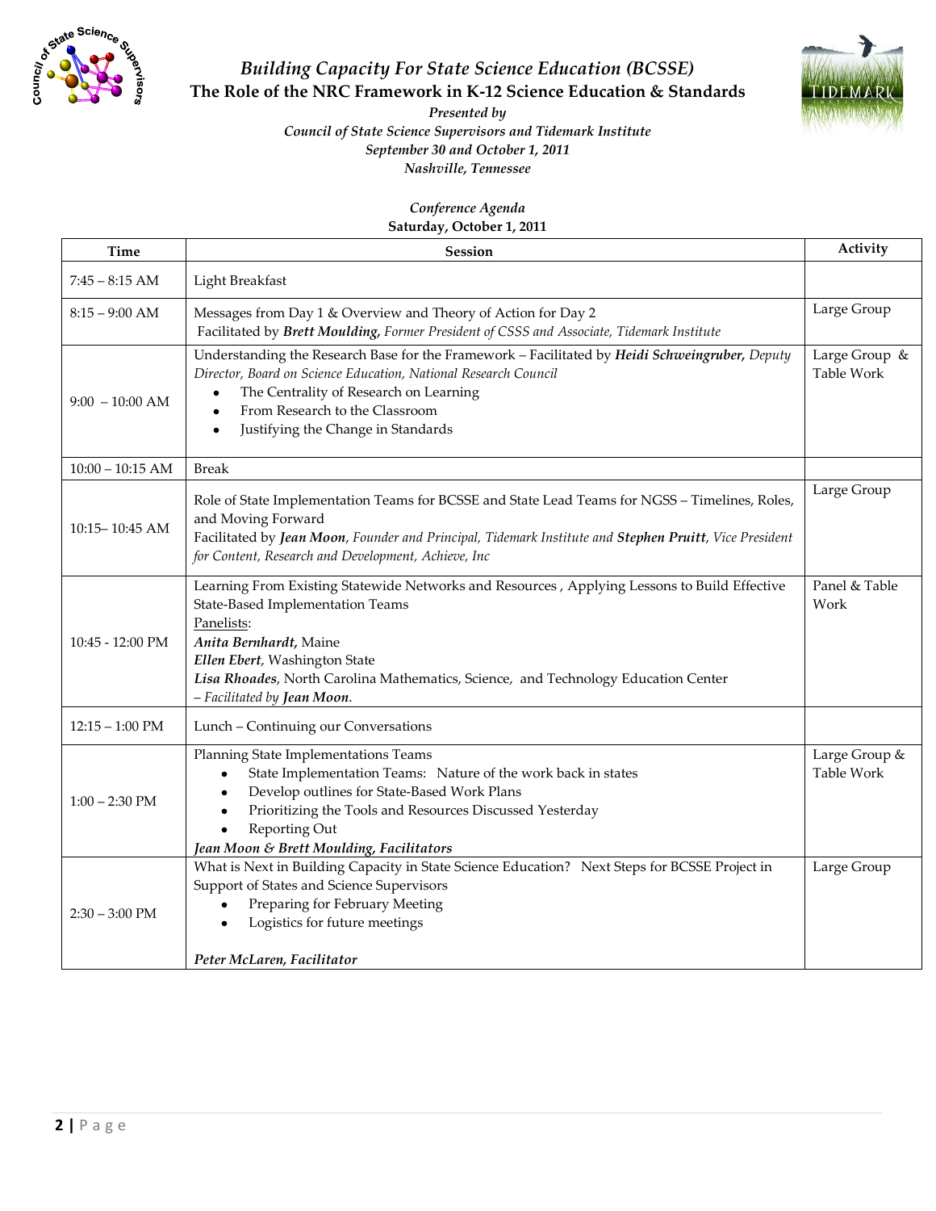# *Building Capacity For State Science Education (BCSSE)*

## The Role of the NRC Framework in K-12 Science Education & Standards

***Presented by***

***Council of State Science Supervisors and Tidemark Institute***

***September 30 and October 1, 2011***

***Nashville, Tennessee***

*Conference Agenda*

**Saturday, October 1, 2011**

| Time | Session | Activity |
|---|---|---|
| 7:45 – 8:15 AM | Light Breakfast | |
| 8:15 – 9:00 AM | Messages from Day 1 & Overview and Theory of Action for Day 2<br>Facilitated by ***Brett Moulding,*** *Former President of CSSS and Associate, Tidemark Institute* | Large Group |
| 9:00 – 10:00 AM | Understanding the Research Base for the Framework – Facilitated by ***Heidi Schweingruber,*** *Deputy Director, Board on Science Education, National Research Council*<br>• The Centrality of Research on Learning<br>• From Research to the Classroom<br>• Justifying the Change in Standards | Large Group & Table Work |
| 10:00 – 10:15 AM | Break | |
| 10:15– 10:45 AM | Role of State Implementation Teams for BCSSE and State Lead Teams for NGSS – Timelines, Roles, and Moving Forward<br>Facilitated by ***Jean Moon****, Founder and Principal, Tidemark Institute and* ***Stephen Pruitt****, Vice President for Content, Research and Development, Achieve, Inc* | Large Group |
| 10:45 - 12:00 PM | Learning From Existing Statewide Networks and Resources , Applying Lessons to Build Effective State-Based Implementation Teams<br>Panelists:<br>***Anita Bernhardt,*** Maine<br>***Ellen Ebert***, Washington State<br>***Lisa Rhoades***, North Carolina Mathematics, Science, and Technology Education Center<br>*– Facilitated by* ***Jean Moon****.* | Panel & Table Work |
| 12:15 – 1:00 PM | Lunch – Continuing our Conversations | |
| 1:00 – 2:30 PM | Planning State Implementations Teams<br>• State Implementation Teams: Nature of the work back in states<br>• Develop outlines for State-Based Work Plans<br>• Prioritizing the Tools and Resources Discussed Yesterday<br>• Reporting Out<br>***Jean Moon & Brett Moulding, Facilitators*** | Large Group & Table Work |
| 2:30 – 3:00 PM | What is Next in Building Capacity in State Science Education? Next Steps for BCSSE Project in Support of States and Science Supervisors<br>• Preparing for February Meeting<br>• Logistics for future meetings<br><br>***Peter McLaren, Facilitator*** | Large Group |